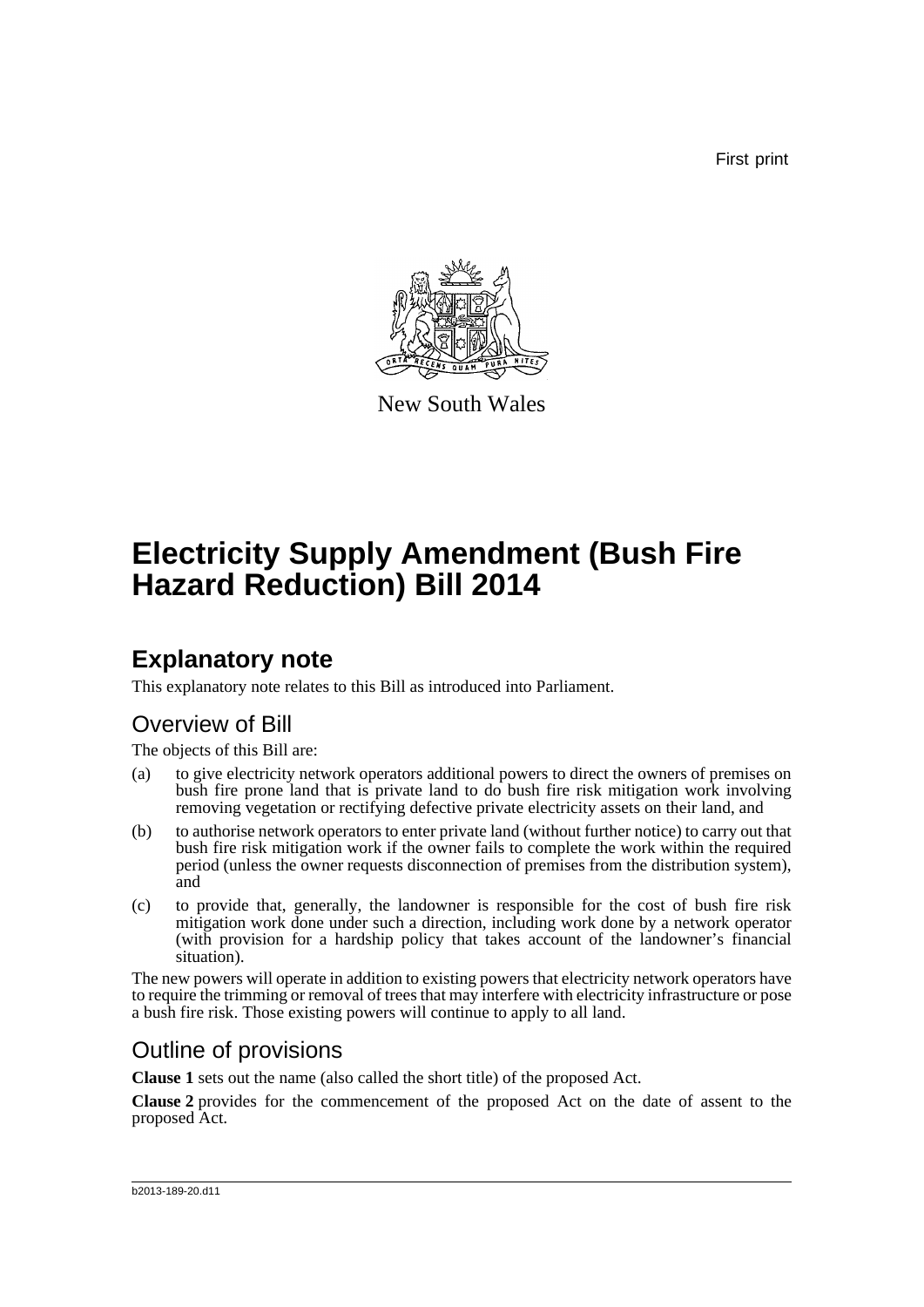First print

New South Wales

# Electricity Supply Amendment (Bush Fire Hazard Reduction) Bill 2014

## Explanatory note

This explanatory note relates to this Bill as introduced into Parliament.

### Overview of Bill

The objects of this Bill are:

(a) to give electricity network operators additional powers to direct the owners of premises on bush fire prone land that is private land to do bush fire risk mitigation work involving removing vegetation or rectifying defective private electricity assets on their land, and

(b) to authorise network operators to enter private land (without further notice) to carry out that bush fire risk mitigation work if the owner fails to complete the work within the required period (unless the owner requests disconnection of premises from the distribution system), and

(c) to provide that, generally, the landowner is responsible for the cost of bush fire risk mitigation work done under such a direction, including work done by a network operator (with provision for a hardship policy that takes account of the landowner's financial situation).

The new powers will operate in addition to existing powers that electricity network operators have to require the trimming or removal of trees that may interfere with electricity infrastructure or pose a bush fire risk. Those existing powers will continue to apply to all land.

### Outline of provisions

**Clause 1** sets out the name (also called the short title) of the proposed Act.

**Clause 2** provides for the commencement of the proposed Act on the date of assent to the proposed Act.

b2013-189-20.d11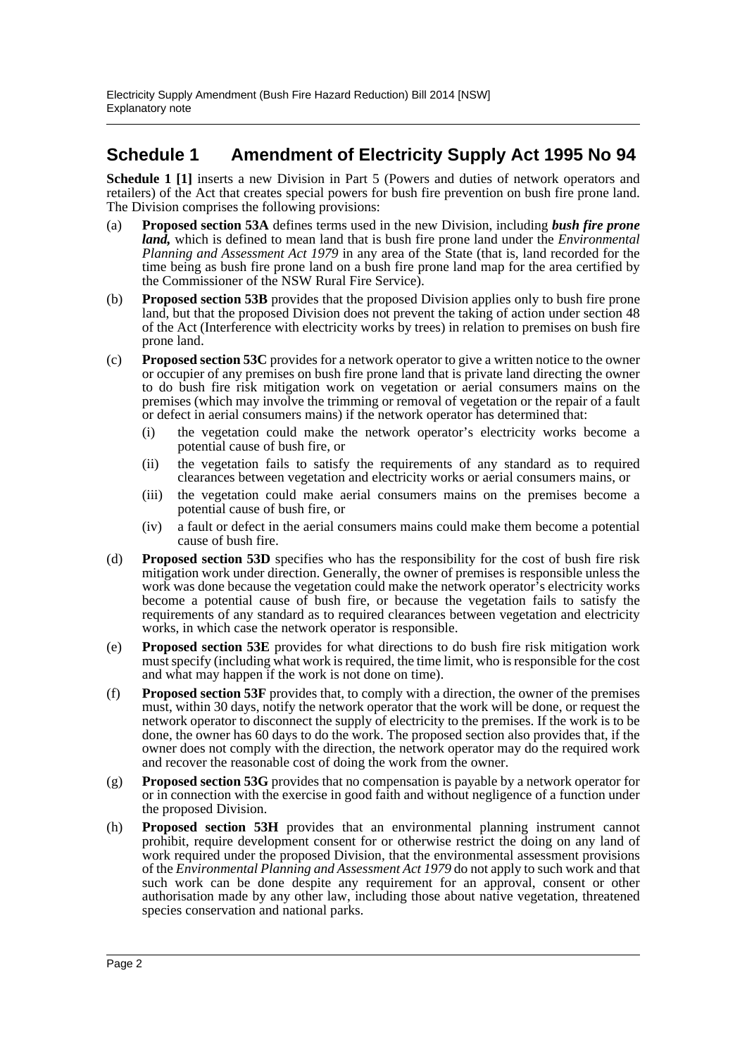## Schedule 1 Amendment of Electricity Supply Act 1995 No 94

**Schedule 1 [1]** inserts a new Division in Part 5 (Powers and duties of network operators and retailers) of the Act that creates special powers for bush fire prevention on bush fire prone land. The Division comprises the following provisions:

(a) **Proposed section 53A** defines terms used in the new Division, including ***bush fire prone land,*** which is defined to mean land that is bush fire prone land under the *Environmental Planning and Assessment Act 1979* in any area of the State (that is, land recorded for the time being as bush fire prone land on a bush fire prone land map for the area certified by the Commissioner of the NSW Rural Fire Service).

(b) **Proposed section 53B** provides that the proposed Division applies only to bush fire prone land, but that the proposed Division does not prevent the taking of action under section 48 of the Act (Interference with electricity works by trees) in relation to premises on bush fire prone land.

(c) **Proposed section 53C** provides for a network operator to give a written notice to the owner or occupier of any premises on bush fire prone land that is private land directing the owner to do bush fire risk mitigation work on vegetation or aerial consumers mains on the premises (which may involve the trimming or removal of vegetation or the repair of a fault or defect in aerial consumers mains) if the network operator has determined that:

   (i) the vegetation could make the network operator's electricity works become a potential cause of bush fire, or

   (ii) the vegetation fails to satisfy the requirements of any standard as to required clearances between vegetation and electricity works or aerial consumers mains, or

   (iii) the vegetation could make aerial consumers mains on the premises become a potential cause of bush fire, or

   (iv) a fault or defect in the aerial consumers mains could make them become a potential cause of bush fire.

(d) **Proposed section 53D** specifies who has the responsibility for the cost of bush fire risk mitigation work under direction. Generally, the owner of premises is responsible unless the work was done because the vegetation could make the network operator's electricity works become a potential cause of bush fire, or because the vegetation fails to satisfy the requirements of any standard as to required clearances between vegetation and electricity works, in which case the network operator is responsible.

(e) **Proposed section 53E** provides for what directions to do bush fire risk mitigation work must specify (including what work is required, the time limit, who is responsible for the cost and what may happen if the work is not done on time).

(f) **Proposed section 53F** provides that, to comply with a direction, the owner of the premises must, within 30 days, notify the network operator that the work will be done, or request the network operator to disconnect the supply of electricity to the premises. If the work is to be done, the owner has 60 days to do the work. The proposed section also provides that, if the owner does not comply with the direction, the network operator may do the required work and recover the reasonable cost of doing the work from the owner.

(g) **Proposed section 53G** provides that no compensation is payable by a network operator for or in connection with the exercise in good faith and without negligence of a function under the proposed Division.

(h) **Proposed section 53H** provides that an environmental planning instrument cannot prohibit, require development consent for or otherwise restrict the doing on any land of work required under the proposed Division, that the environmental assessment provisions of the *Environmental Planning and Assessment Act 1979* do not apply to such work and that such work can be done despite any requirement for an approval, consent or other authorisation made by any other law, including those about native vegetation, threatened species conservation and national parks.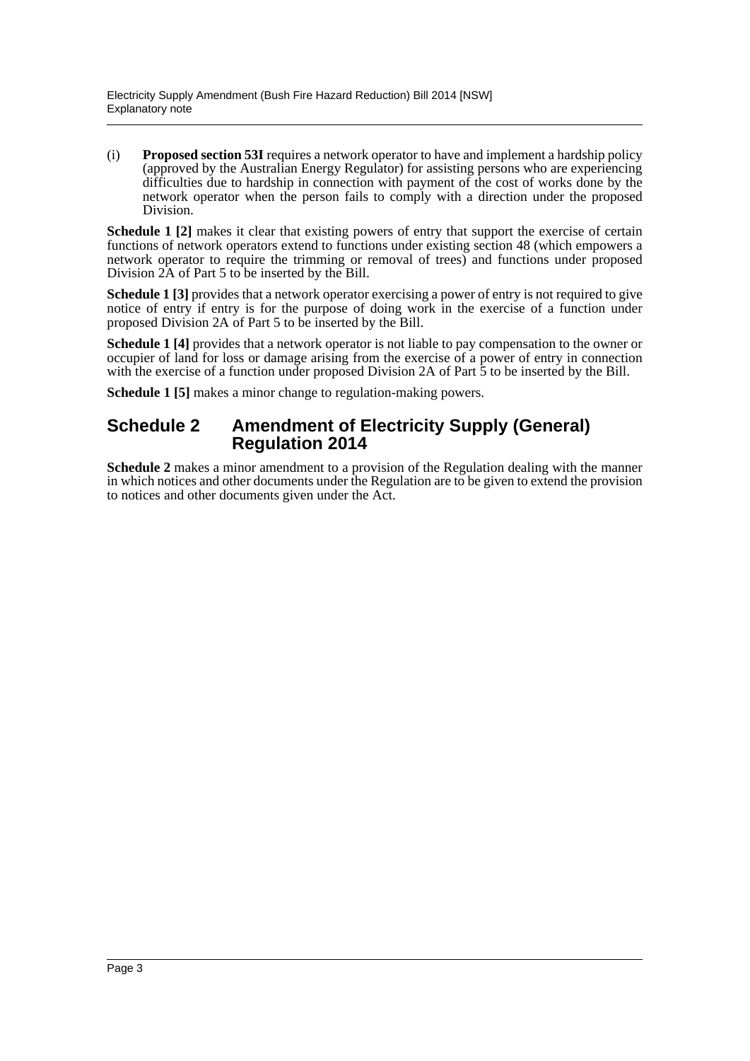(i) **Proposed section 53I** requires a network operator to have and implement a hardship policy (approved by the Australian Energy Regulator) for assisting persons who are experiencing difficulties due to hardship in connection with payment of the cost of works done by the network operator when the person fails to comply with a direction under the proposed Division.

**Schedule 1 [2]** makes it clear that existing powers of entry that support the exercise of certain functions of network operators extend to functions under existing section 48 (which empowers a network operator to require the trimming or removal of trees) and functions under proposed Division 2A of Part 5 to be inserted by the Bill.

**Schedule 1 [3]** provides that a network operator exercising a power of entry is not required to give notice of entry if entry is for the purpose of doing work in the exercise of a function under proposed Division 2A of Part 5 to be inserted by the Bill.

**Schedule 1 [4]** provides that a network operator is not liable to pay compensation to the owner or occupier of land for loss or damage arising from the exercise of a power of entry in connection with the exercise of a function under proposed Division 2A of Part 5 to be inserted by the Bill.

**Schedule 1 [5]** makes a minor change to regulation-making powers.

## Schedule 2 Amendment of Electricity Supply (General) Regulation 2014

**Schedule 2** makes a minor amendment to a provision of the Regulation dealing with the manner in which notices and other documents under the Regulation are to be given to extend the provision to notices and other documents given under the Act.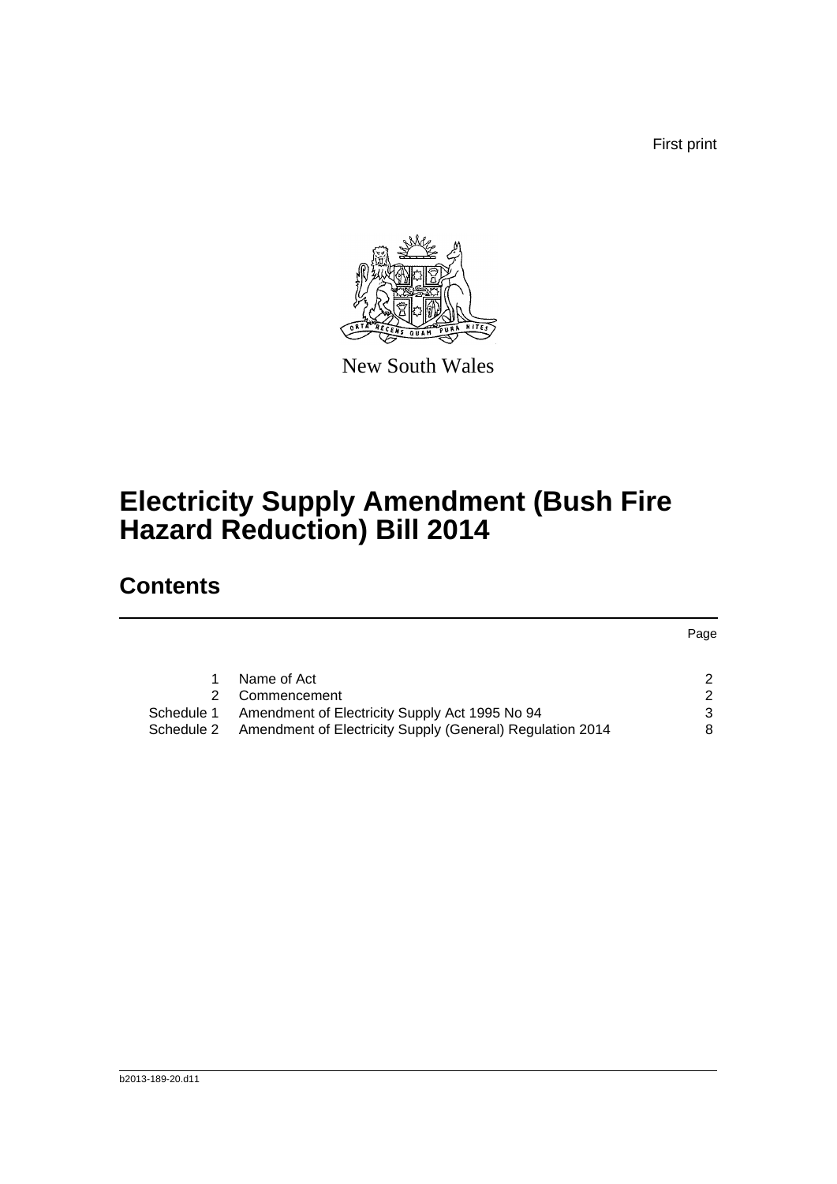First print

New South Wales

# Electricity Supply Amendment (Bush Fire Hazard Reduction) Bill 2014

## Contents

| | | Page |
|---|---|---|
| 1 | Name of Act | 2 |
| 2 | Commencement | 2 |
| Schedule 1 | Amendment of Electricity Supply Act 1995 No 94 | 3 |
| Schedule 2 | Amendment of Electricity Supply (General) Regulation 2014 | 8 |

b2013-189-20.d11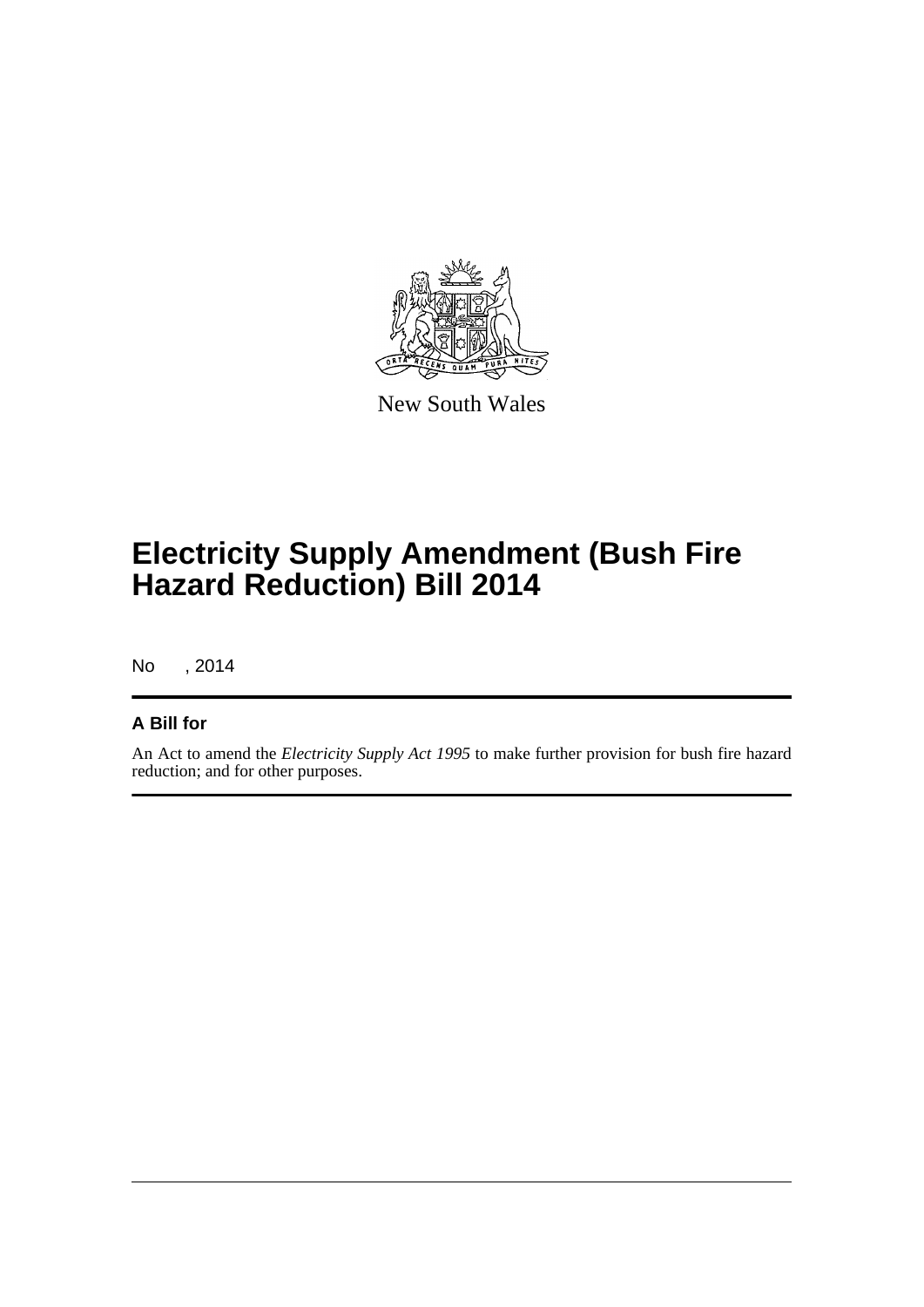New South Wales

# Electricity Supply Amendment (Bush Fire Hazard Reduction) Bill 2014

No , 2014

## A Bill for

An Act to amend the *Electricity Supply Act 1995* to make further provision for bush fire hazard reduction; and for other purposes.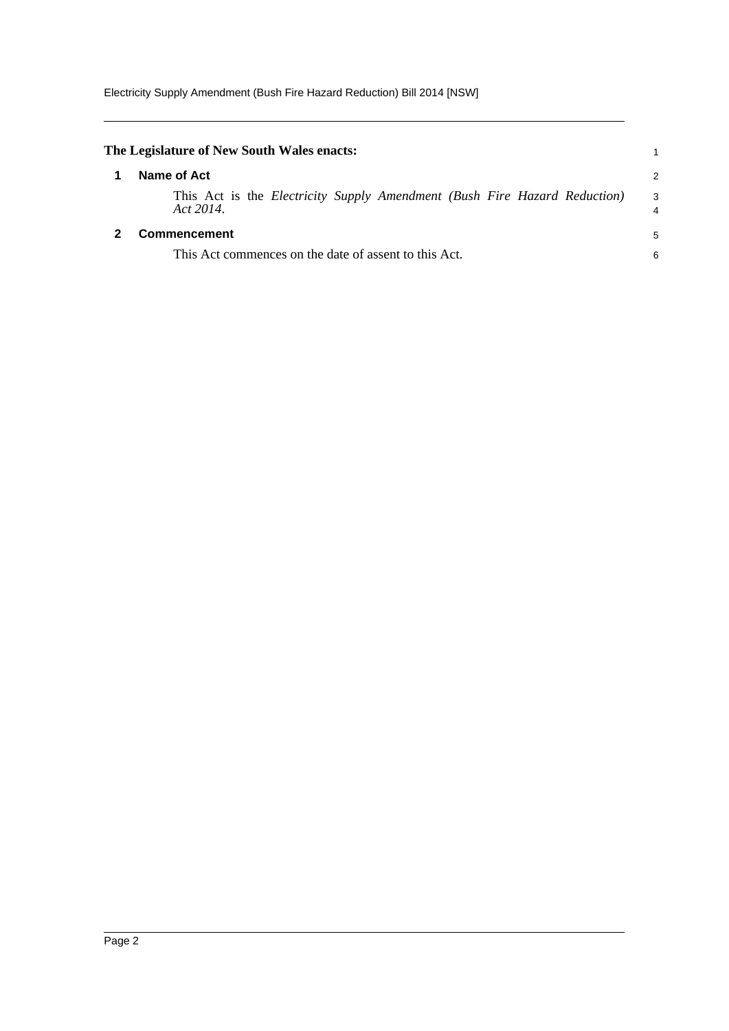**The Legislature of New South Wales enacts:**

## 1 Name of Act

This Act is the *Electricity Supply Amendment (Bush Fire Hazard Reduction) Act 2014*.

## 2 Commencement

This Act commences on the date of assent to this Act.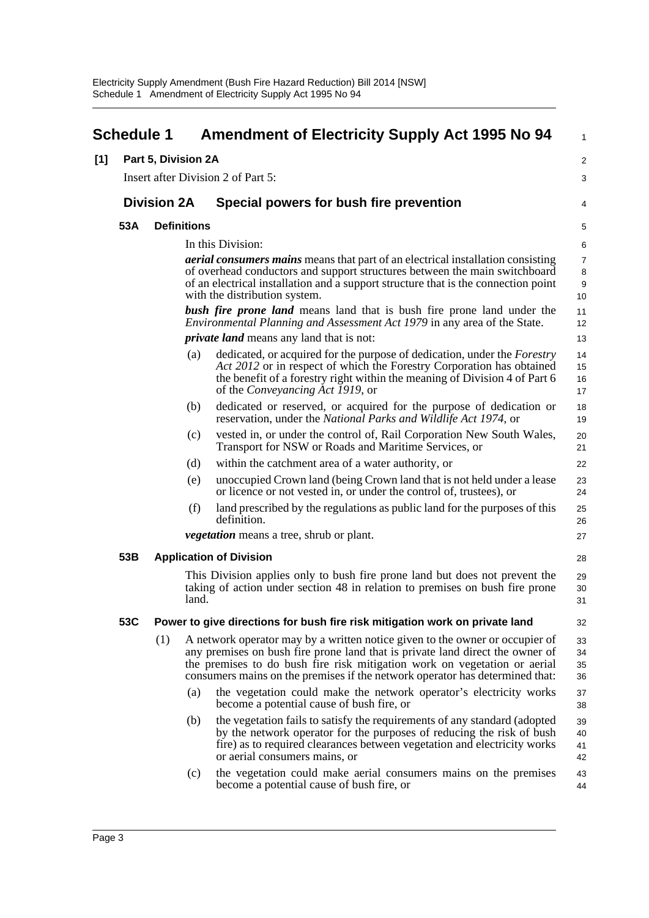# Schedule 1 Amendment of Electricity Supply Act 1995 No 94

**[1] Part 5, Division 2A**

Insert after Division 2 of Part 5:

## Division 2A Special powers for bush fire prevention

### 53A Definitions

In this Division:

***aerial consumers mains*** means that part of an electrical installation consisting of overhead conductors and support structures between the main switchboard of an electrical installation and a support structure that is the connection point with the distribution system.

***bush fire prone land*** means land that is bush fire prone land under the *Environmental Planning and Assessment Act 1979* in any area of the State.

***private land*** means any land that is not:

(a) dedicated, or acquired for the purpose of dedication, under the *Forestry Act 2012* or in respect of which the Forestry Corporation has obtained the benefit of a forestry right within the meaning of Division 4 of Part 6 of the *Conveyancing Act 1919*, or

(b) dedicated or reserved, or acquired for the purpose of dedication or reservation, under the *National Parks and Wildlife Act 1974*, or

(c) vested in, or under the control of, Rail Corporation New South Wales, Transport for NSW or Roads and Maritime Services, or

(d) within the catchment area of a water authority, or

(e) unoccupied Crown land (being Crown land that is not held under a lease or licence or not vested in, or under the control of, trustees), or

(f) land prescribed by the regulations as public land for the purposes of this definition.

***vegetation*** means a tree, shrub or plant.

### 53B Application of Division

This Division applies only to bush fire prone land but does not prevent the taking of action under section 48 in relation to premises on bush fire prone land.

### 53C Power to give directions for bush fire risk mitigation work on private land

(1) A network operator may by a written notice given to the owner or occupier of any premises on bush fire prone land that is private land direct the owner of the premises to do bush fire risk mitigation work on vegetation or aerial consumers mains on the premises if the network operator has determined that:

(a) the vegetation could make the network operator's electricity works become a potential cause of bush fire, or

(b) the vegetation fails to satisfy the requirements of any standard (adopted by the network operator for the purposes of reducing the risk of bush fire) as to required clearances between vegetation and electricity works or aerial consumers mains, or

(c) the vegetation could make aerial consumers mains on the premises become a potential cause of bush fire, or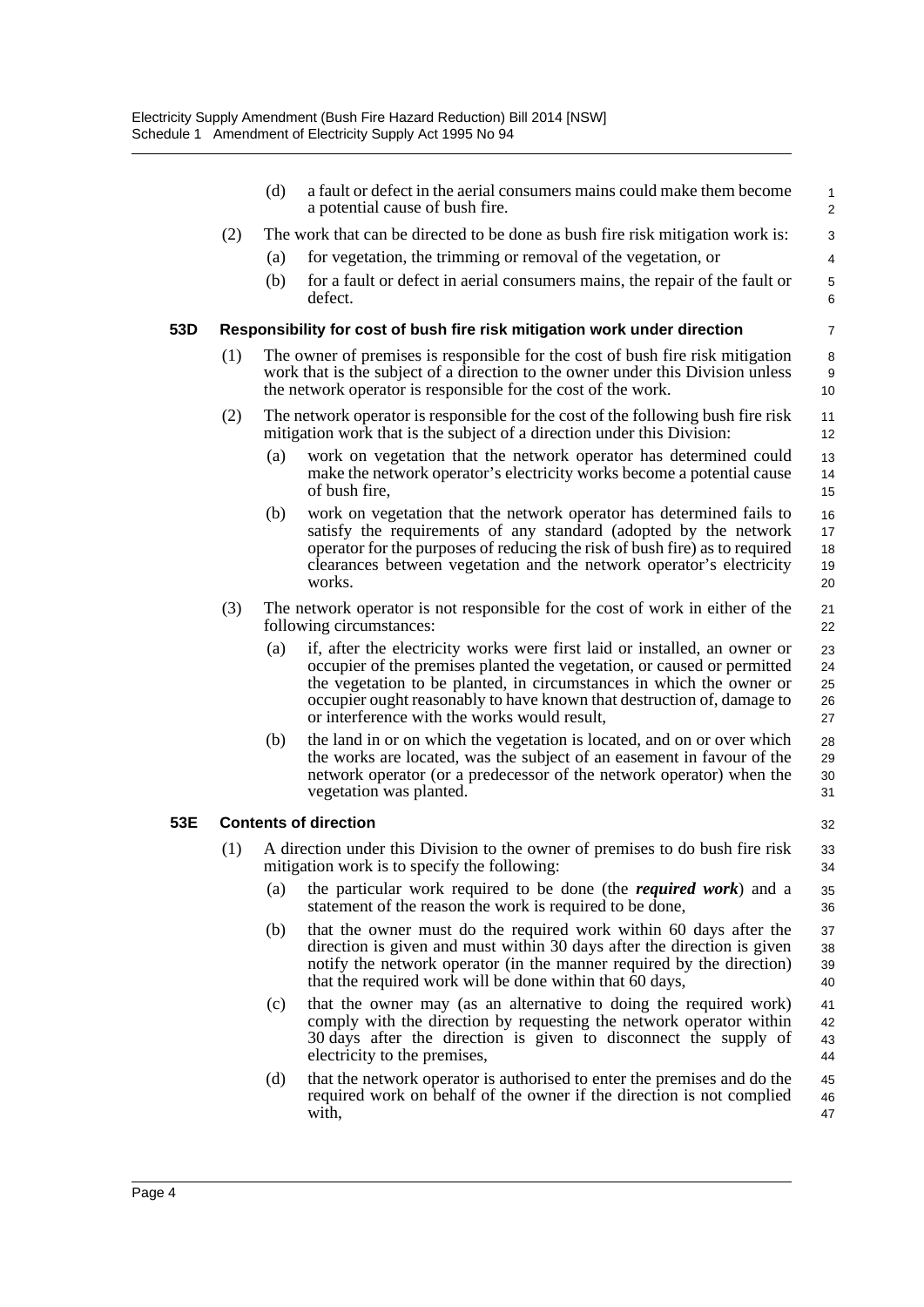(d) a fault or defect in the aerial consumers mains could make them become a potential cause of bush fire.

(2) The work that can be directed to be done as bush fire risk mitigation work is:

(a) for vegetation, the trimming or removal of the vegetation, or

(b) for a fault or defect in aerial consumers mains, the repair of the fault or defect.

### 53D Responsibility for cost of bush fire risk mitigation work under direction

(1) The owner of premises is responsible for the cost of bush fire risk mitigation work that is the subject of a direction to the owner under this Division unless the network operator is responsible for the cost of the work.

(2) The network operator is responsible for the cost of the following bush fire risk mitigation work that is the subject of a direction under this Division:

(a) work on vegetation that the network operator has determined could make the network operator's electricity works become a potential cause of bush fire,

(b) work on vegetation that the network operator has determined fails to satisfy the requirements of any standard (adopted by the network operator for the purposes of reducing the risk of bush fire) as to required clearances between vegetation and the network operator's electricity works.

(3) The network operator is not responsible for the cost of work in either of the following circumstances:

(a) if, after the electricity works were first laid or installed, an owner or occupier of the premises planted the vegetation, or caused or permitted the vegetation to be planted, in circumstances in which the owner or occupier ought reasonably to have known that destruction of, damage to or interference with the works would result,

(b) the land in or on which the vegetation is located, and on or over which the works are located, was the subject of an easement in favour of the network operator (or a predecessor of the network operator) when the vegetation was planted.

### 53E Contents of direction

(1) A direction under this Division to the owner of premises to do bush fire risk mitigation work is to specify the following:

(a) the particular work required to be done (the ***required work***) and a statement of the reason the work is required to be done,

(b) that the owner must do the required work within 60 days after the direction is given and must within 30 days after the direction is given notify the network operator (in the manner required by the direction) that the required work will be done within that 60 days,

(c) that the owner may (as an alternative to doing the required work) comply with the direction by requesting the network operator within 30 days after the direction is given to disconnect the supply of electricity to the premises,

(d) that the network operator is authorised to enter the premises and do the required work on behalf of the owner if the direction is not complied with,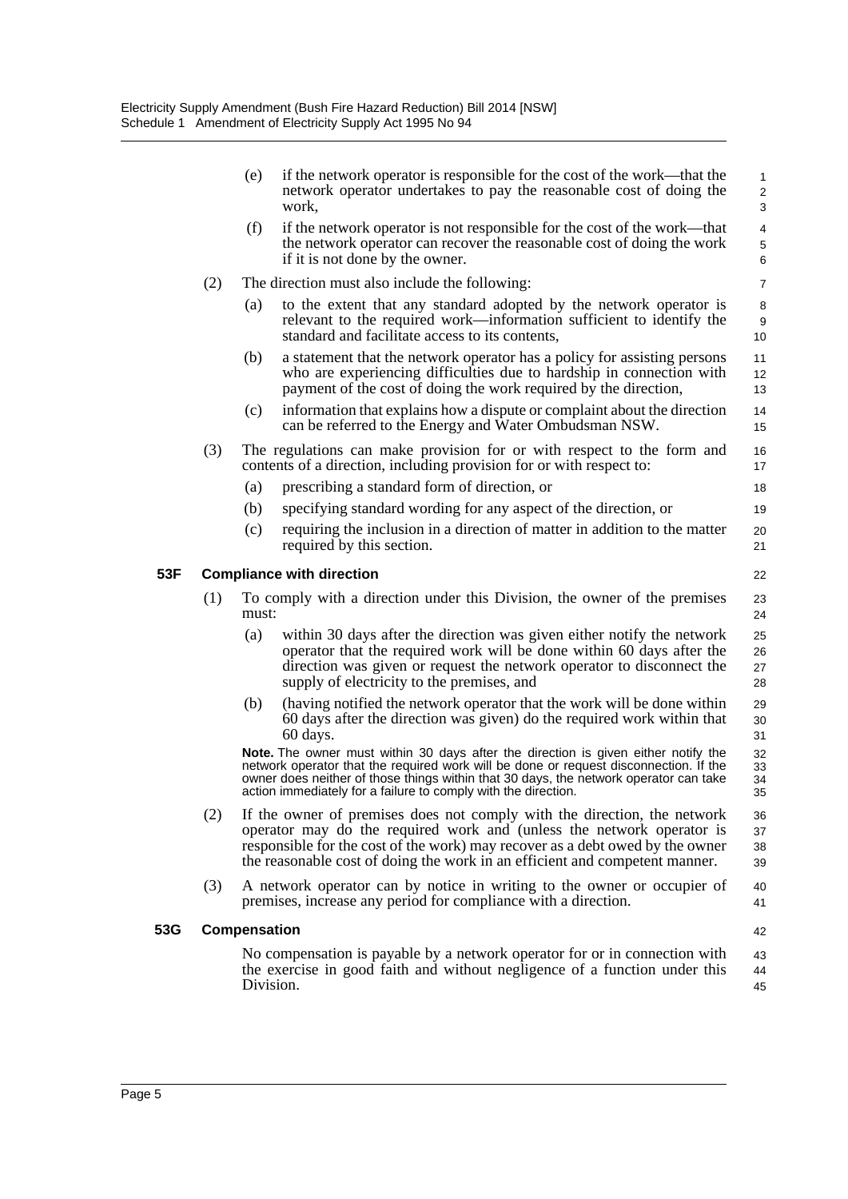(e) if the network operator is responsible for the cost of the work—that the network operator undertakes to pay the reasonable cost of doing the work,

(f) if the network operator is not responsible for the cost of the work—that the network operator can recover the reasonable cost of doing the work if it is not done by the owner.

(2) The direction must also include the following:

(a) to the extent that any standard adopted by the network operator is relevant to the required work—information sufficient to identify the standard and facilitate access to its contents,

(b) a statement that the network operator has a policy for assisting persons who are experiencing difficulties due to hardship in connection with payment of the cost of doing the work required by the direction,

(c) information that explains how a dispute or complaint about the direction can be referred to the Energy and Water Ombudsman NSW.

(3) The regulations can make provision for or with respect to the form and contents of a direction, including provision for or with respect to:

(a) prescribing a standard form of direction, or

(b) specifying standard wording for any aspect of the direction, or

(c) requiring the inclusion in a direction of matter in addition to the matter required by this section.

**53F Compliance with direction**

(1) To comply with a direction under this Division, the owner of the premises must:

(a) within 30 days after the direction was given either notify the network operator that the required work will be done within 60 days after the direction was given or request the network operator to disconnect the supply of electricity to the premises, and

(b) (having notified the network operator that the work will be done within 60 days after the direction was given) do the required work within that 60 days.

**Note.** The owner must within 30 days after the direction is given either notify the network operator that the required work will be done or request disconnection. If the owner does neither of those things within that 30 days, the network operator can take action immediately for a failure to comply with the direction.

(2) If the owner of premises does not comply with the direction, the network operator may do the required work and (unless the network operator is responsible for the cost of the work) may recover as a debt owed by the owner the reasonable cost of doing the work in an efficient and competent manner.

(3) A network operator can by notice in writing to the owner or occupier of premises, increase any period for compliance with a direction.

**53G Compensation**

No compensation is payable by a network operator for or in connection with the exercise in good faith and without negligence of a function under this Division.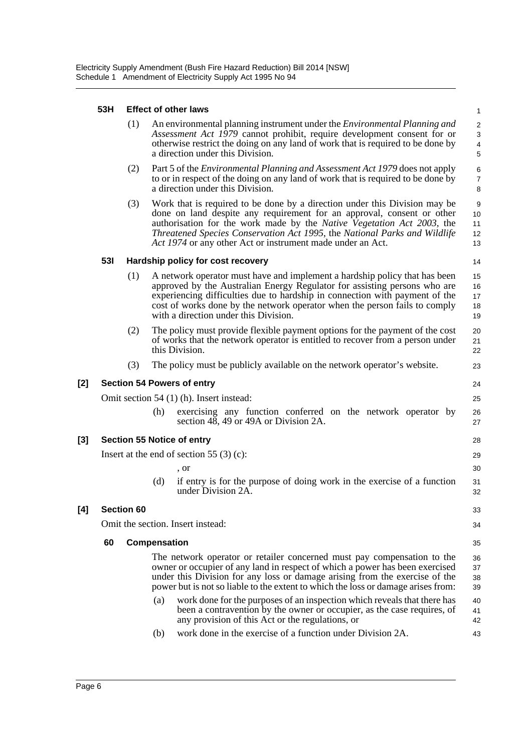#### 53H Effect of other laws

(1) An environmental planning instrument under the *Environmental Planning and Assessment Act 1979* cannot prohibit, require development consent for or otherwise restrict the doing on any land of work that is required to be done by a direction under this Division.

(2) Part 5 of the *Environmental Planning and Assessment Act 1979* does not apply to or in respect of the doing on any land of work that is required to be done by a direction under this Division.

(3) Work that is required to be done by a direction under this Division may be done on land despite any requirement for an approval, consent or other authorisation for the work made by the *Native Vegetation Act 2003*, the *Threatened Species Conservation Act 1995*, the *National Parks and Wildlife Act 1974* or any other Act or instrument made under an Act.

#### 53I Hardship policy for cost recovery

(1) A network operator must have and implement a hardship policy that has been approved by the Australian Energy Regulator for assisting persons who are experiencing difficulties due to hardship in connection with payment of the cost of works done by the network operator when the person fails to comply with a direction under this Division.

(2) The policy must provide flexible payment options for the payment of the cost of works that the network operator is entitled to recover from a person under this Division.

(3) The policy must be publicly available on the network operator's website.

### [2] Section 54 Powers of entry

Omit section 54 (1) (h). Insert instead:

(h) exercising any function conferred on the network operator by section 48, 49 or 49A or Division 2A.

### [3] Section 55 Notice of entry

Insert at the end of section 55 (3) (c):

, or

(d) if entry is for the purpose of doing work in the exercise of a function under Division 2A.

### [4] Section 60

Omit the section. Insert instead:

#### 60 Compensation

The network operator or retailer concerned must pay compensation to the owner or occupier of any land in respect of which a power has been exercised under this Division for any loss or damage arising from the exercise of the power but is not so liable to the extent to which the loss or damage arises from:

(a) work done for the purposes of an inspection which reveals that there has been a contravention by the owner or occupier, as the case requires, of any provision of this Act or the regulations, or

(b) work done in the exercise of a function under Division 2A.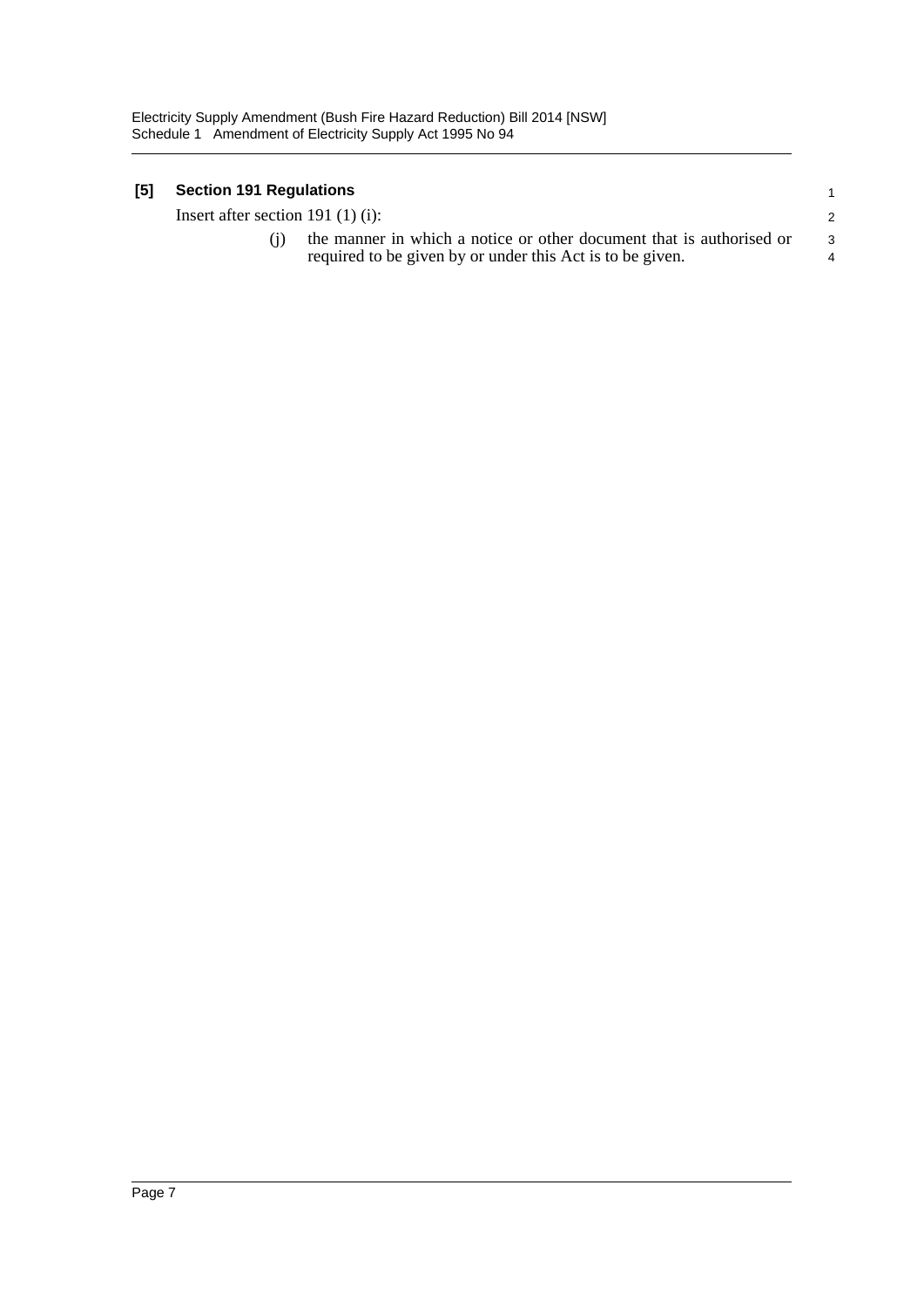**[5] Section 191 Regulations**

Insert after section 191 (1) (i):

(j) the manner in which a notice or other document that is authorised or required to be given by or under this Act is to be given.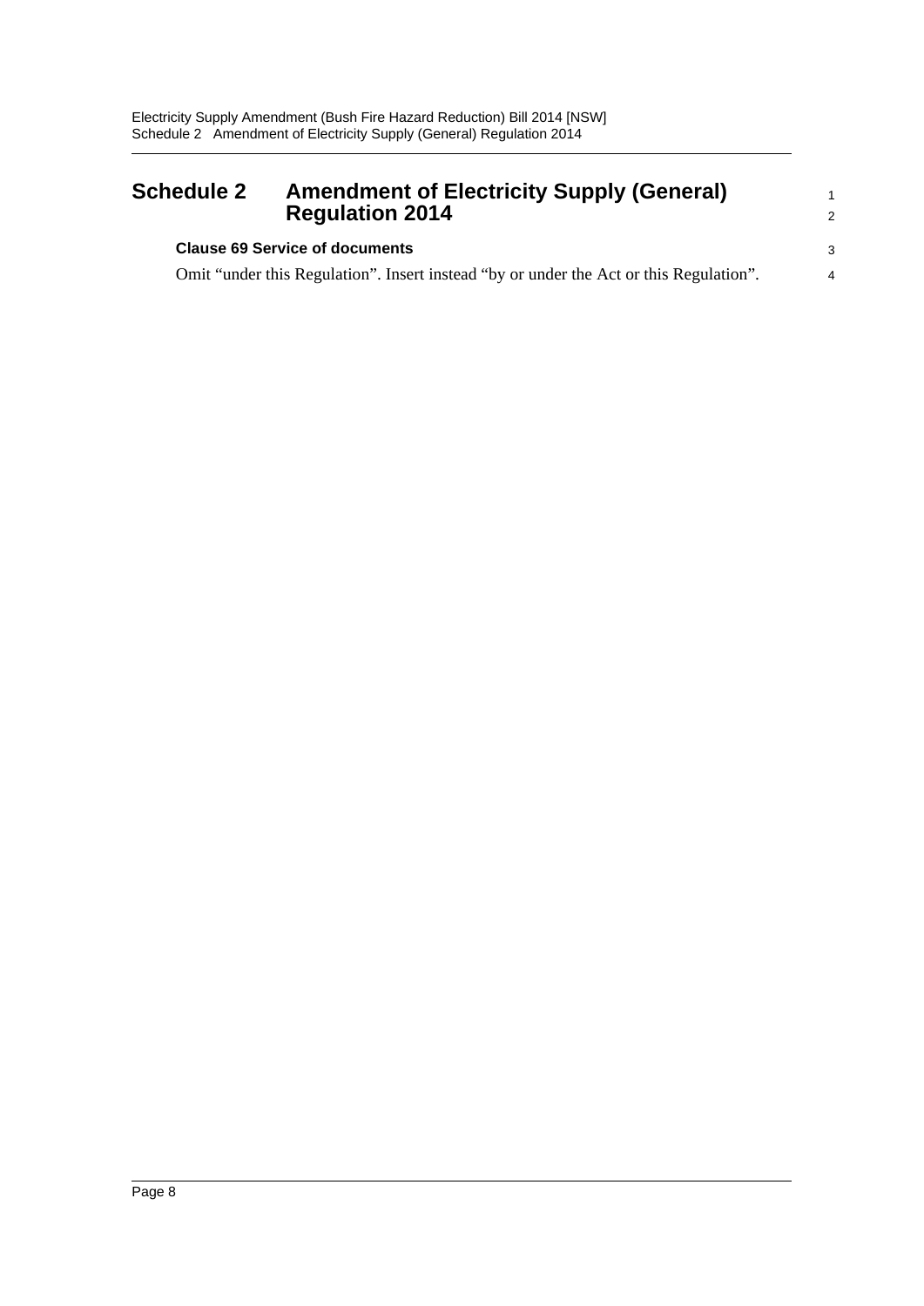# Schedule 2 Amendment of Electricity Supply (General) Regulation 2014

**Clause 69 Service of documents**

Omit "under this Regulation". Insert instead "by or under the Act or this Regulation".